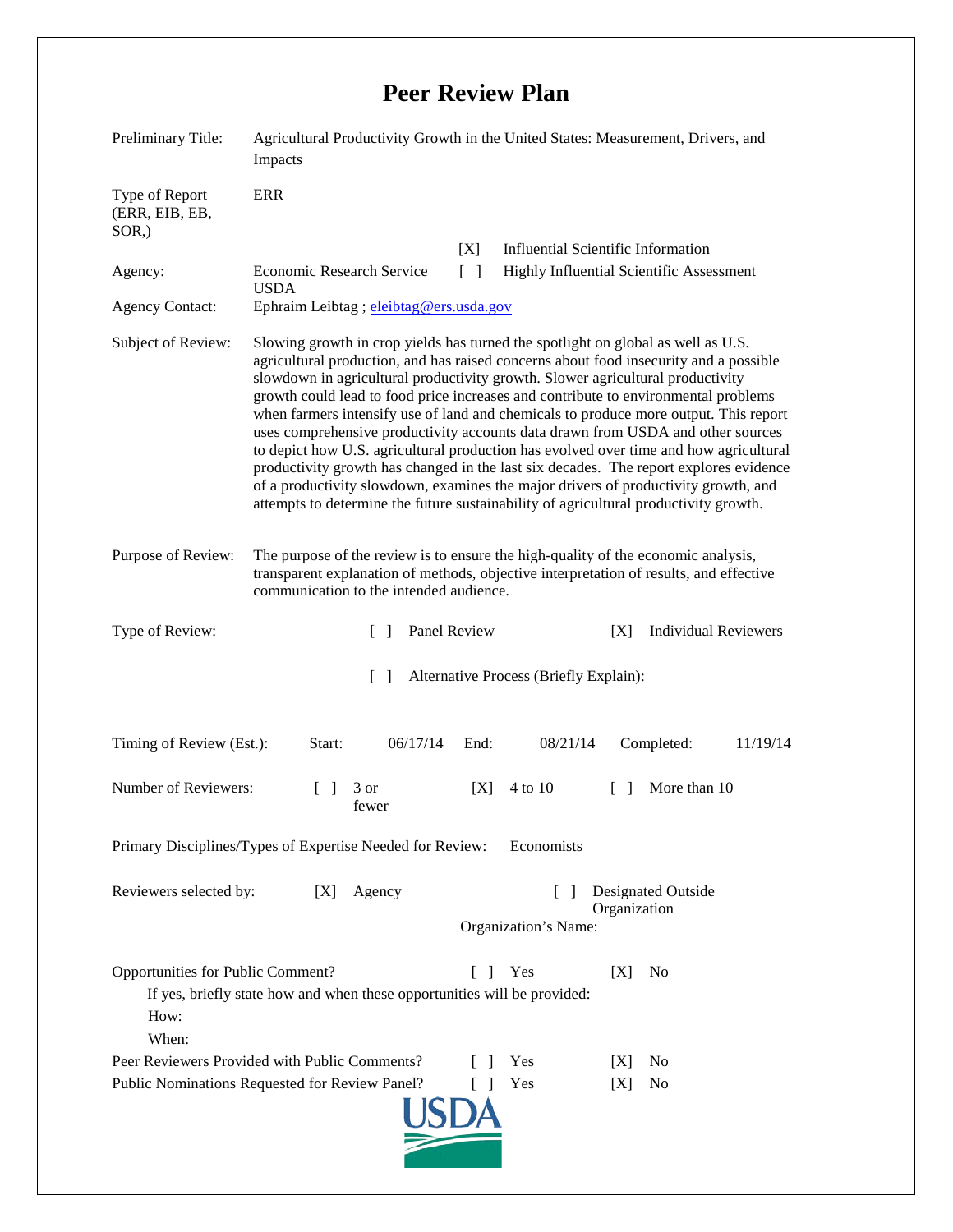# Peer Review Plan

| | |
|---|---|
| Preliminary Title: | Agricultural Productivity Growth in the United States: Measurement, Drivers, and Impacts |
| Type of Report (ERR, EIB, EB, SOR,) | ERR |
| | [X] Influential Scientific Information |
| Agency: | Economic Research Service USDA — [ ] Highly Influential Scientific Assessment |
| Agency Contact: | Ephraim Leibtag ; eleibtag@ers.usda.gov |
| Subject of Review: | Slowing growth in crop yields has turned the spotlight on global as well as U.S. agricultural production, and has raised concerns about food insecurity and a possible slowdown in agricultural productivity growth. Slower agricultural productivity growth could lead to food price increases and contribute to environmental problems when farmers intensify use of land and chemicals to produce more output. This report uses comprehensive productivity accounts data drawn from USDA and other sources to depict how U.S. agricultural production has evolved over time and how agricultural productivity growth has changed in the last six decades. The report explores evidence of a productivity slowdown, examines the major drivers of productivity growth, and attempts to determine the future sustainability of agricultural productivity growth. |
| Purpose of Review: | The purpose of the review is to ensure the high-quality of the economic analysis, transparent explanation of methods, objective interpretation of results, and effective communication to the intended audience. |

Type of Review: [ ] Panel Review [X] Individual Reviewers

[ ] Alternative Process (Briefly Explain):

Timing of Review (Est.): Start: 06/17/14 End: 08/21/14 Completed: 11/19/14

Number of Reviewers: [ ] 3 or fewer [X] 4 to 10 [ ] More than 10

Primary Disciplines/Types of Expertise Needed for Review: Economists

Reviewers selected by: [X] Agency [ ] Designated Outside Organization

Organization's Name:

Opportunities for Public Comment? [ ] Yes [X] No

If yes, briefly state how and when these opportunities will be provided:

How:

When:

Peer Reviewers Provided with Public Comments? [ ] Yes [X] No

Public Nominations Requested for Review Panel? [ ] Yes [X] No